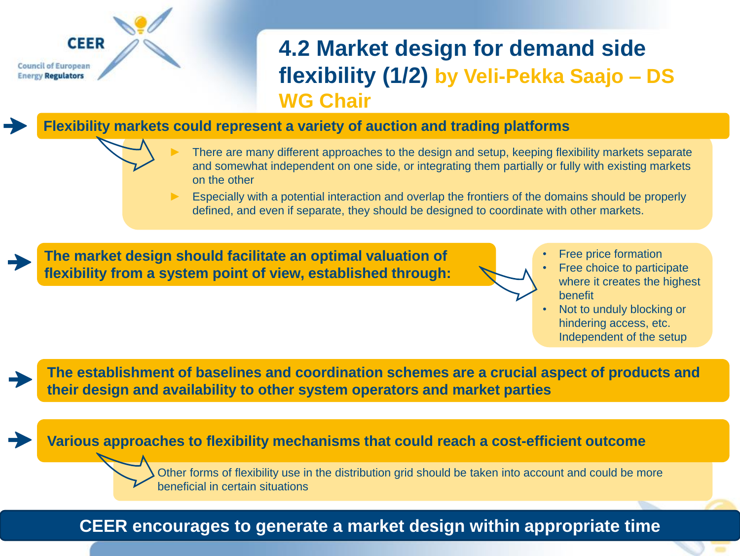# 4.2 Market design for demand side flexibility (1/2) by Veli-Pekka Saajo – DS WG Chair

**Flexibility markets could represent a variety of auction and trading platforms**

- There are many different approaches to the design and setup, keeping flexibility markets separate and somewhat independent on one side, or integrating them partially or fully with existing markets on the other
- Especially with a potential interaction and overlap the frontiers of the domains should be properly defined, and even if separate, they should be designed to coordinate with other markets.

**The market design should facilitate an optimal valuation of flexibility from a system point of view, established through:**

- Free price formation
- Free choice to participate where it creates the highest benefit
- Not to unduly blocking or hindering access, etc. Independent of the setup

**The establishment of baselines and coordination schemes are a crucial aspect of products and their design and availability to other system operators and market parties**

**Various approaches to flexibility mechanisms that could reach a cost-efficient outcome**

Other forms of flexibility use in the distribution grid should be taken into account and could be more beneficial in certain situations

**CEER encourages to generate a market design within appropriate time**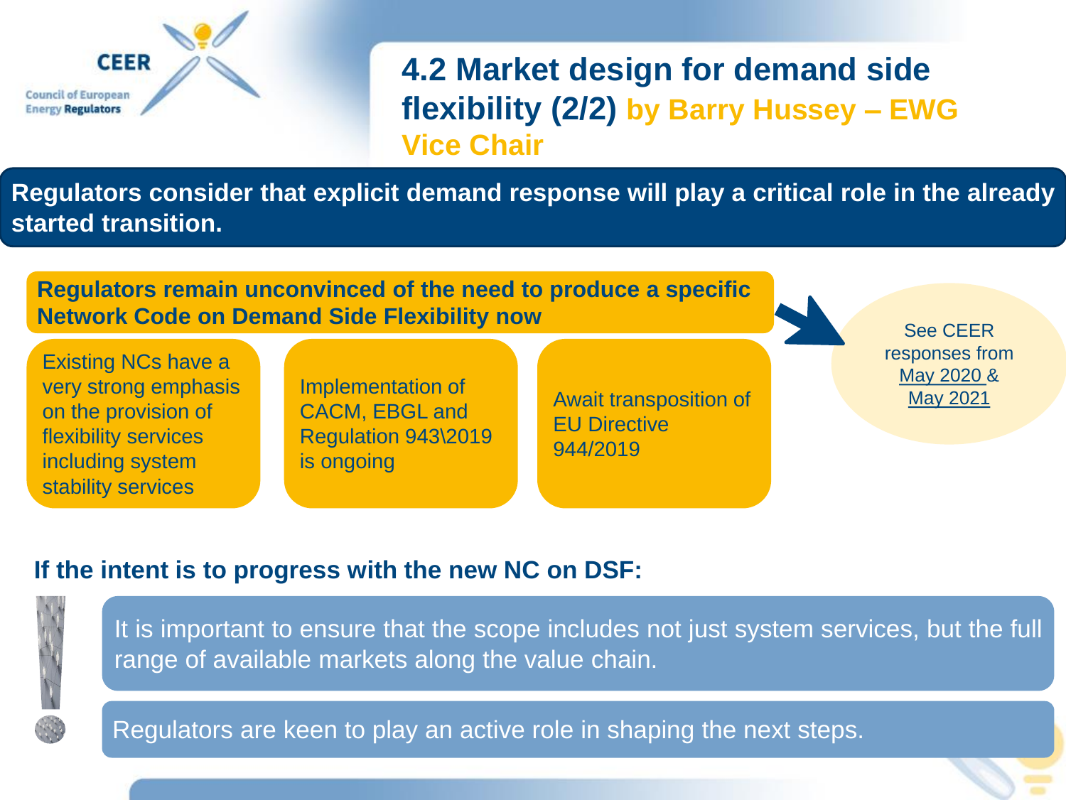# 4.2 Market design for demand side flexibility (2/2) by Barry Hussey – EWG Vice Chair

**Regulators consider that explicit demand response will play a critical role in the already started transition.**

**Regulators remain unconvinced of the need to produce a specific Network Code on Demand Side Flexibility now**

- Existing NCs have a very strong emphasis on the provision of flexibility services including system stability services
- Implementation of CACM, EBGL and Regulation 943\2019 is ongoing
- Await transposition of EU Directive 944/2019

See CEER responses from May 2020 & May 2021

**If the intent is to progress with the new NC on DSF:**

- It is important to ensure that the scope includes not just system services, but the full range of available markets along the value chain.
- Regulators are keen to play an active role in shaping the next steps.